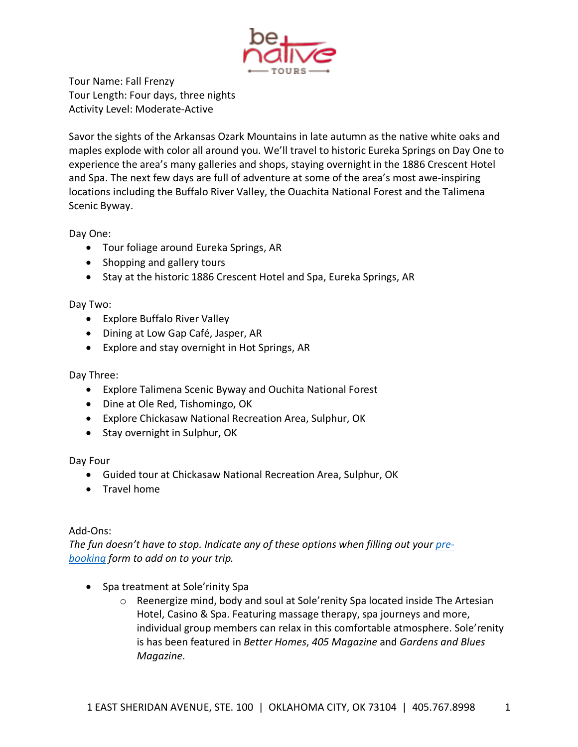Tour Name: Fall Frenzy
Tour Length: Four days, three nights
Activity Level: Moderate-Active

Savor the sights of the Arkansas Ozark Mountains in late autumn as the native white oaks and maples explode with color all around you. We'll travel to historic Eureka Springs on Day One to experience the area's many galleries and shops, staying overnight in the 1886 Crescent Hotel and Spa. The next few days are full of adventure at some of the area's most awe-inspiring locations including the Buffalo River Valley, the Ouachita National Forest and the Talimena Scenic Byway.

Day One:

- Tour foliage around Eureka Springs, AR
- Shopping and gallery tours
- Stay at the historic 1886 Crescent Hotel and Spa, Eureka Springs, AR

Day Two:

- Explore Buffalo River Valley
- Dining at Low Gap Café, Jasper, AR
- Explore and stay overnight in Hot Springs, AR

Day Three:

- Explore Talimena Scenic Byway and Ouchita National Forest
- Dine at Ole Red, Tishomingo, OK
- Explore Chickasaw National Recreation Area, Sulphur, OK
- Stay overnight in Sulphur, OK

Day Four

- Guided tour at Chickasaw National Recreation Area, Sulphur, OK
- Travel home

Add-Ons:

*The fun doesn't have to stop. Indicate any of these options when filling out your [pre-booking]() form to add on to your trip.*

- Spa treatment at Sole'rinity Spa
  - Reenergize mind, body and soul at Sole'renity Spa located inside The Artesian Hotel, Casino & Spa. Featuring massage therapy, spa journeys and more, individual group members can relax in this comfortable atmosphere. Sole'renity is has been featured in *Better Homes*, *405 Magazine* and *Gardens and Blues Magazine*.

1 EAST SHERIDAN AVENUE, STE. 100 | OKLAHOMA CITY, OK 73104 | 405.767.8998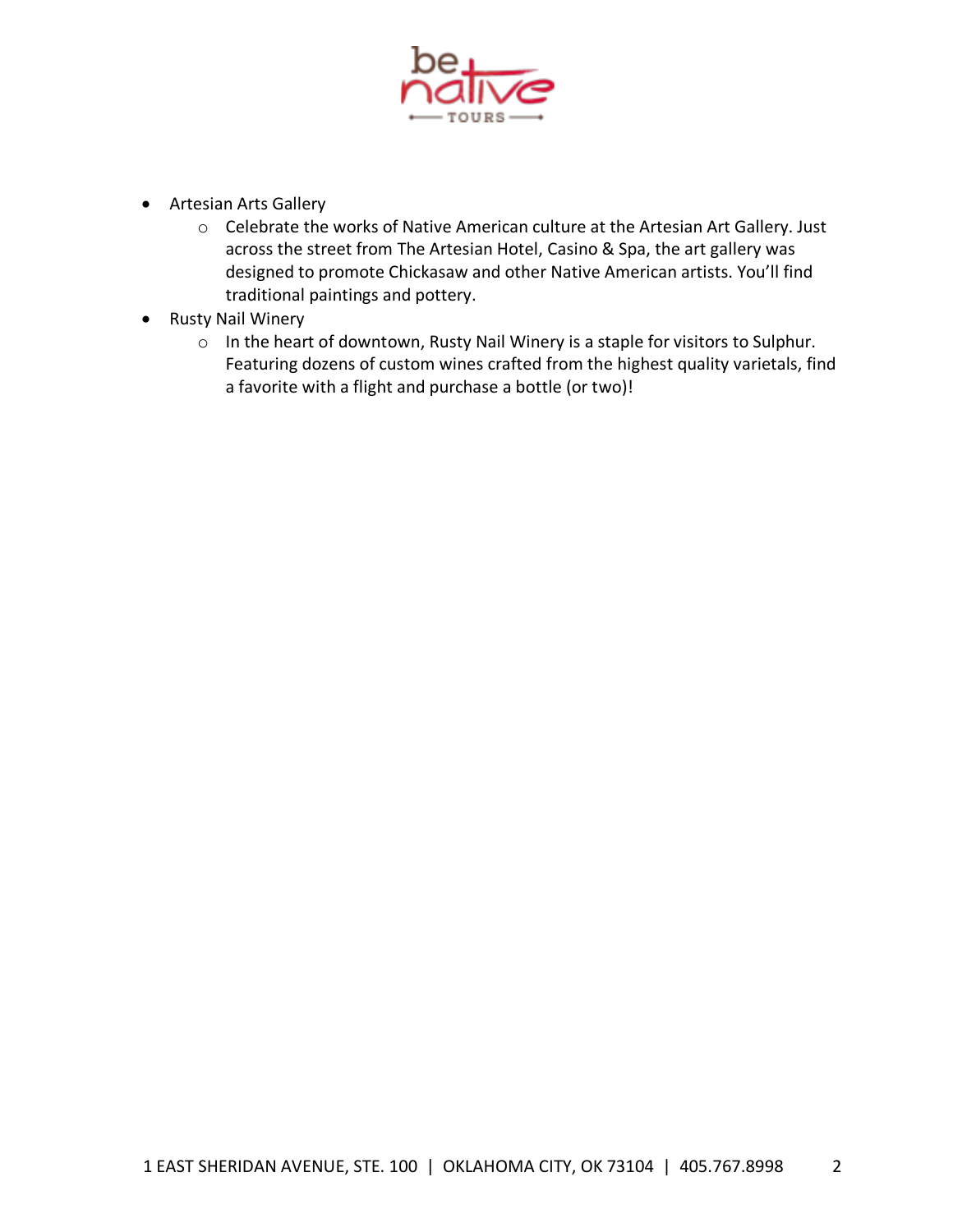- Artesian Arts Gallery
    - Celebrate the works of Native American culture at the Artesian Art Gallery. Just across the street from The Artesian Hotel, Casino & Spa, the art gallery was designed to promote Chickasaw and other Native American artists. You'll find traditional paintings and pottery.
- Rusty Nail Winery
    - In the heart of downtown, Rusty Nail Winery is a staple for visitors to Sulphur. Featuring dozens of custom wines crafted from the highest quality varietals, find a favorite with a flight and purchase a bottle (or two)!